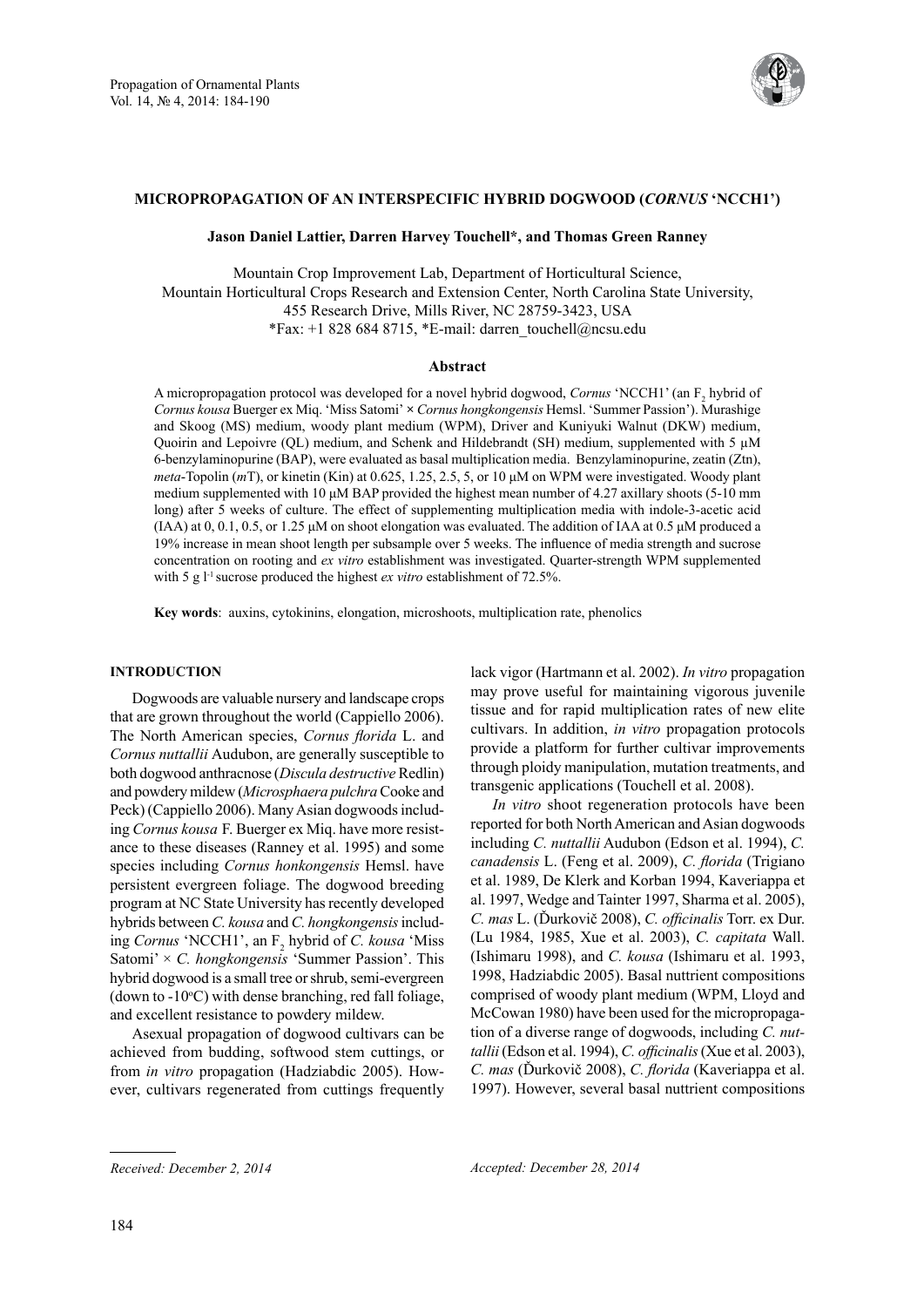# MICROPROPAGATION OF AN INTERSPECIFIC HYBRID DOGWOOD (*CORNUS* 'NCCH1')

**Jason Daniel Lattier, Darren Harvey Touchell\*, and Thomas Green Ranney**

Mountain Crop Improvement Lab, Department of Horticultural Science,
Mountain Horticultural Crops Research and Extension Center, North Carolina State University,
455 Research Drive, Mills River, NC 28759-3423, USA
\*Fax: +1 828 684 8715, \*E-mail: darren_touchell@ncsu.edu

## Abstract

A micropropagation protocol was developed for a novel hybrid dogwood, *Cornus* 'NCCH1' (an $F_2$ hybrid of *Cornus kousa* Buerger ex Miq. 'Miss Satomi' × *Cornus hongkongensis* Hemsl. 'Summer Passion'). Murashige and Skoog (MS) medium, woody plant medium (WPM), Driver and Kuniyuki Walnut (DKW) medium, Quoirin and Lepoivre (QL) medium, and Schenk and Hildebrandt (SH) medium, supplemented with 5 μM 6-benzylaminopurine (BAP), were evaluated as basal multiplication media. Benzylaminopurine, zeatin (Ztn), *meta*-Topolin (*m*T), or kinetin (Kin) at 0.625, 1.25, 2.5, 5, or 10 μM on WPM were investigated. Woody plant medium supplemented with 10 μM BAP provided the highest mean number of 4.27 axillary shoots (5-10 mm long) after 5 weeks of culture. The effect of supplementing multiplication media with indole-3-acetic acid (IAA) at 0, 0.1, 0.5, or 1.25 μM on shoot elongation was evaluated. The addition of IAA at 0.5 μM produced a 19% increase in mean shoot length per subsample over 5 weeks. The influence of media strength and sucrose concentration on rooting and *ex vitro* establishment was investigated. Quarter-strength WPM supplemented with 5 g $l^{-1}$ sucrose produced the highest *ex vitro* establishment of 72.5%.

**Key words**: auxins, cytokinins, elongation, microshoots, multiplication rate, phenolics

## INTRODUCTION

Dogwoods are valuable nursery and landscape crops that are grown throughout the world (Cappiello 2006). The North American species, *Cornus florida* L. and *Cornus nuttallii* Audubon, are generally susceptible to both dogwood anthracnose (*Discula destructive* Redlin) and powdery mildew (*Microsphaera pulchra* Cooke and Peck) (Cappiello 2006). Many Asian dogwoods including *Cornus kousa* F. Buerger ex Miq. have more resistance to these diseases (Ranney et al. 1995) and some species including *Cornus honkongensis* Hemsl. have persistent evergreen foliage. The dogwood breeding program at NC State University has recently developed hybrids between *C. kousa* and *C. hongkongensis* including *Cornus* 'NCCH1', an $F_2$ hybrid of *C. kousa* 'Miss Satomi' × *C. hongkongensis* 'Summer Passion'. This hybrid dogwood is a small tree or shrub, semi-evergreen (down to -10°C) with dense branching, red fall foliage, and excellent resistance to powdery mildew.

Asexual propagation of dogwood cultivars can be achieved from budding, softwood stem cuttings, or from *in vitro* propagation (Hadziabdic 2005). However, cultivars regenerated from cuttings frequently lack vigor (Hartmann et al. 2002). *In vitro* propagation may prove useful for maintaining vigorous juvenile tissue and for rapid multiplication rates of new elite cultivars. In addition, *in vitro* propagation protocols provide a platform for further cultivar improvements through ploidy manipulation, mutation treatments, and transgenic applications (Touchell et al. 2008).

*In vitro* shoot regeneration protocols have been reported for both North American and Asian dogwoods including *C. nuttallii* Audubon (Edson et al. 1994), *C. canadensis* L. (Feng et al. 2009), *C. florida* (Trigiano et al. 1989, De Klerk and Korban 1994, Kaveriappa et al. 1997, Wedge and Tainter 1997, Sharma et al. 2005), *C. mas* L. (Ďurkovič 2008), *C. officinalis* Torr. ex Dur. (Lu 1984, 1985, Xue et al. 2003), *C. capitata* Wall. (Ishimaru et al. 1993, 1998, Hadziabdic 2005), and *C. kousa* (Ishimaru 1998), and *C. kousa* (Ishimaru et al. 1993, 1998, Hadziabdic 2005). Basal nutrient compositions comprised of woody plant medium (WPM, Lloyd and McCowan 1980) have been used for the micropropagation of a diverse range of dogwoods, including *C. nuttallii* (Edson et al. 1994), *C. officinalis* (Xue et al. 2003), *C. mas* (Ďurkovič 2008), *C. florida* (Kaveriappa et al. 1997). However, several basal nutrient compositions

*Received: December 2, 2014* *Accepted: December 28, 2014*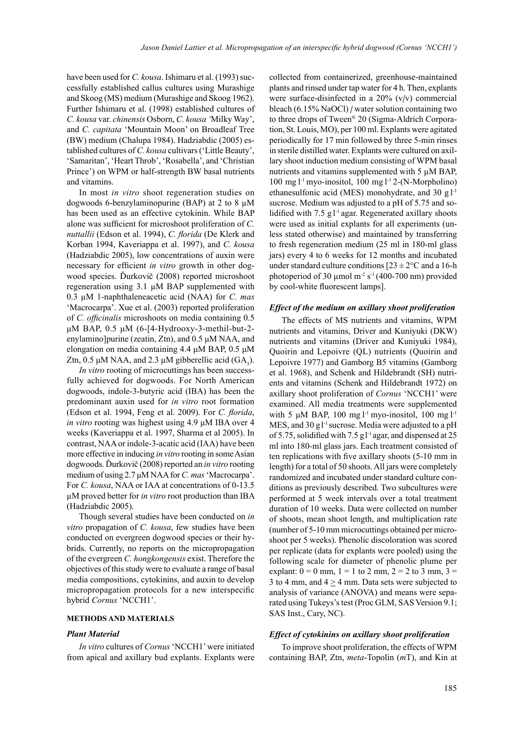have been used for *C. kousa*. Ishimaru et al. (1993) successfully established callus cultures using Murashige and Skoog (MS) medium (Murashige and Skoog 1962). Further Ishimaru et al. (1998) established cultures of *C. kousa* var. *chinensis* Osborn, *C. kousa* 'Milky Way', and *C. capitata* 'Mountain Moon' on Broadleaf Tree (BW) medium (Chalupa 1984). Hadziabdic (2005) established cultures of *C. kousa* cultivars ('Little Beauty', 'Samaritan', 'Heart Throb', 'Rosabella', and 'Christian Prince') on WPM or half-strength BW basal nutrients and vitamins.

In most *in vitro* shoot regeneration studies on dogwoods 6-benzylaminopurine (BAP) at 2 to 8 μM has been used as an effective cytokinin. While BAP alone was sufficient for microshoot proliferation of *C. nuttallii* (Edson et al. 1994), *C. florida* (De Klerk and Korban 1994, Kaveriappa et al. 1997), and *C. kousa* (Hadziabdic 2005), low concentrations of auxin were necessary for efficient *in vitro* growth in other dogwood species. Ďurkovič (2008) reported microshoot regeneration using 3.1 μM BAP supplemented with 0.3 μM 1-naphthaleneacetic acid (NAA) for *C. mas* 'Macrocarpa'. Xue et al. (2003) reported proliferation of *C. officinalis* microshoots on media containing 0.5 μM BAP, 0.5 μM (6-[4-Hydrooxy-3-methil-but-2-enylamino]purine (zeatin, Ztn), and 0.5 μM NAA, and elongation on media containing 4.4 μM BAP, 0.5 μM Ztn, 0.5 μM NAA, and 2.3 μM gibberellic acid ($GA_3$).

*In vitro* rooting of microcuttings has been successfully achieved for dogwoods. For North American dogwoods, indole-3-butyric acid (IBA) has been the predominant auxin used for *in vitro* root formation (Edson et al. 1994, Feng et al. 2009). For *C. florida*, *in vitro* rooting was highest using 4.9 μM IBA over 4 weeks (Kaveriappa et al. 1997, Sharma et al 2005). In contrast, NAA or indole-3-acetic acid (IAA) have been more effective in inducing *in vitro* rooting in some Asian dogwoods. Ďurkovič (2008) reported an *in vitro* rooting medium of using 2.7 μM NAA for *C. mas* 'Macrocarpa'. For *C. kousa*, NAA or IAA at concentrations of 0-13.5 μM proved better for *in vitro* root production than IBA (Hadziabdic 2005).

Though several studies have been conducted on *in vitro* propagation of *C. kousa*, few studies have been conducted on evergreen dogwood species or their hybrids. Currently, no reports on the micropropagation of the evergreen *C. hongkongensis* exist. Therefore the objectives of this study were to evaluate a range of basal media compositions, cytokinins, and auxin to develop micropropagation protocols for a new interspecific hybrid *Cornus* 'NCCH1'.

## METHODS AND MATERIALS

### *Plant Material*

*In vitro* cultures of *Cornus* 'NCCH1' were initiated from apical and axillary bud explants. Explants were collected from containerized, greenhouse-maintained plants and rinsed under tap water for 4 h. Then, explants were surface-disinfected in a 20% (v/v) commercial bleach (6.15% NaOCl) / water solution containing two to three drops of Tween® 20 (Sigma-Aldrich Corporation, St. Louis, MO), per 100 ml. Explants were agitated periodically for 17 min followed by three 5-min rinses in sterile distilled water. Explants were cultured on axillary shoot induction medium consisting of WPM basal nutrients and vitamins supplemented with 5 μM BAP, 100 mg $l^{-1}$ myo-inositol, 100 mg $l^{-1}$ 2-(N-Morpholino) ethanesulfonic acid (MES) monohydrate, and 30 g $l^{-1}$ sucrose. Medium was adjusted to a pH of 5.75 and solidified with 7.5 g $l^{-1}$ agar. Regenerated axillary shoots were used as initial explants for all experiments (unless stated otherwise) and maintained by transferring to fresh regeneration medium (25 ml in 180-ml glass jars) every 4 to 6 weeks for 12 months and incubated under standard culture conditions [23 ± 2°C and a 16-h photoperiod of 30 μmol $m^{-2}$ $s^{-1}$ (400-700 nm) provided by cool-white fluorescent lamps].

### *Effect of the medium on axillary shoot proliferation*

The effects of MS nutrients and vitamins, WPM nutrients and vitamins, Driver and Kuniyuki (DKW) nutrients and vitamins (Driver and Kuniyuki 1984), Quoirin and Lepoivre (QL) nutrients (Quoirin and Lepoivre 1977) and Gamborg B5 vitamins (Gamborg et al. 1968), and Schenk and Hildebrandt (SH) nutrients and vitamins (Schenk and Hildebrandt 1972) on axillary shoot proliferation of *Cornus* 'NCCH1' were examined. All media treatments were supplemented with 5 μM BAP, 100 mg $l^{-1}$ myo-inositol, 100 mg $l^{-1}$ MES, and 30 g $l^{-1}$ sucrose. Media were adjusted to a pH of 5.75, solidified with 7.5 g $l^{-1}$ agar, and dispensed at 25 ml into 180-ml glass jars. Each treatment consisted of ten replications with five axillary shoots (5-10 mm in length) for a total of 50 shoots. All jars were completely randomized and incubated under standard culture conditions as previously described. Two subcultures were performed at 5 week intervals over a total treatment duration of 10 weeks. Data were collected on number of shoots, mean shoot length, and multiplication rate (number of 5-10 mm microcuttings obtained per microshoot per 5 weeks). Phenolic discoloration was scored per replicate (data for explants were pooled) using the following scale for diameter of phenolic plume per explant: 0 = 0 mm, 1 = 1 to 2 mm, 2 = 2 to 3 mm, 3 = 3 to 4 mm, and 4 $\geq$ 4 mm. Data sets were subjected to analysis of variance (ANOVA) and means were separated using Tukeys's test (Proc GLM, SAS Version 9.1; SAS Inst., Cary, NC).

### *Effect of cytokinins on axillary shoot proliferation*

To improve shoot proliferation, the effects of WPM containing BAP, Ztn, *meta*-Topolin (*m*T), and Kin at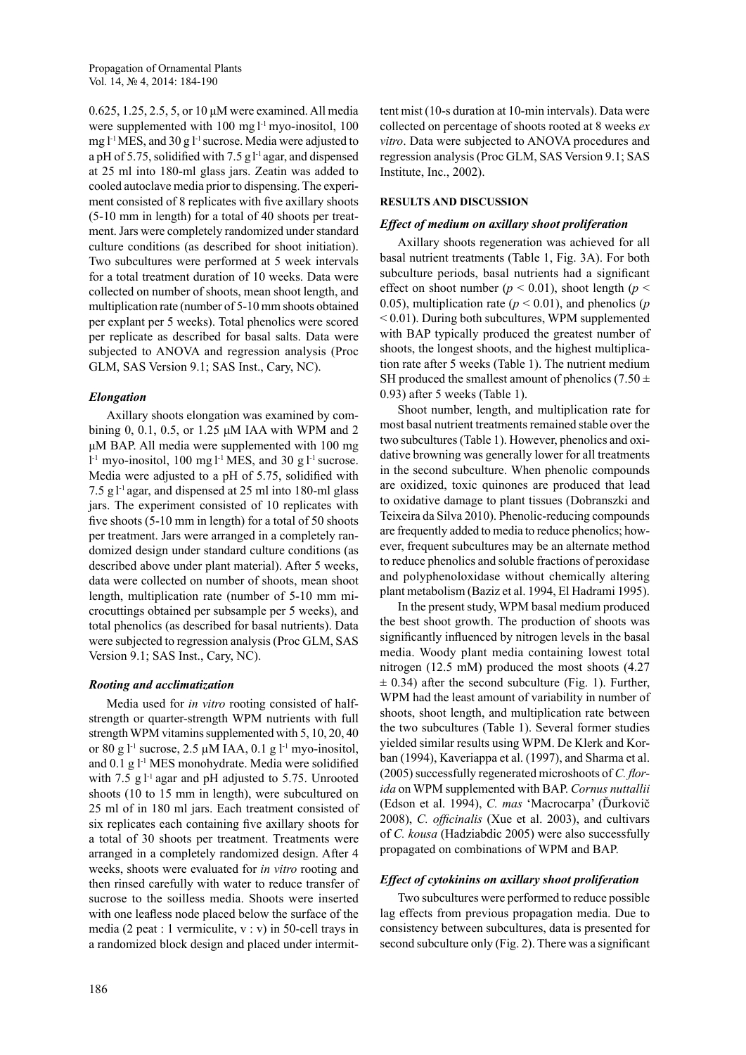0.625, 1.25, 2.5, 5, or 10 μM were examined. All media were supplemented with 100 mg $l^{-1}$ myo-inositol, 100 mg $l^{-1}$ MES, and 30 g $l^{-1}$ sucrose. Media were adjusted to a pH of 5.75, solidified with 7.5 g $l^{-1}$ agar, and dispensed at 25 ml into 180-ml glass jars. Zeatin was added to cooled autoclave media prior to dispensing. The experiment consisted of 8 replicates with five axillary shoots (5-10 mm in length) for a total of 40 shoots per treatment. Jars were completely randomized under standard culture conditions (as described for shoot initiation). Two subcultures were performed at 5 week intervals for a total treatment duration of 10 weeks. Data were collected on number of shoots, mean shoot length, and multiplication rate (number of 5-10 mm shoots obtained per explant per 5 weeks). Total phenolics were scored per replicate as described for basal salts. Data were subjected to ANOVA and regression analysis (Proc GLM, SAS Version 9.1; SAS Inst., Cary, NC).

### *Elongation*

Axillary shoots elongation was examined by combining 0, 0.1, 0.5, or 1.25 μM IAA with WPM and 2 μM BAP. All media were supplemented with 100 mg $l^{-1}$ myo-inositol, 100 mg $l^{-1}$ MES, and 30 g $l^{-1}$ sucrose. Media were adjusted to a pH of 5.75, solidified with 7.5 g $l^{-1}$ agar, and dispensed at 25 ml into 180-ml glass jars. The experiment consisted of 10 replicates with five shoots (5-10 mm in length) for a total of 50 shoots per treatment. Jars were arranged in a completely randomized design under standard culture conditions (as described above under plant material). After 5 weeks, data were collected on number of shoots, mean shoot length, multiplication rate (number of 5-10 mm microcuttings obtained per subsample per 5 weeks), and total phenolics (as described for basal nutrients). Data were subjected to regression analysis (Proc GLM, SAS Version 9.1; SAS Inst., Cary, NC).

### *Rooting and acclimatization*

Media used for *in vitro* rooting consisted of half-strength or quarter-strength WPM nutrients with full strength WPM vitamins supplemented with 5, 10, 20, 40 or 80 g $l^{-1}$ sucrose, 2.5 μM IAA, 0.1 g $l^{-1}$ myo-inositol, and 0.1 g $l^{-1}$ MES monohydrate. Media were solidified with 7.5 g $l^{-1}$ agar and pH adjusted to 5.75. Unrooted shoots (10 to 15 mm in length), were subcultured on 25 ml of in 180 ml jars. Each treatment consisted of six replicates each containing five axillary shoots for a total of 30 shoots per treatment. Treatments were arranged in a completely randomized design. After 4 weeks, shoots were evaluated for *in vitro* rooting and then rinsed carefully with water to reduce transfer of sucrose to the soilless media. Shoots were inserted with one leafless node placed below the surface of the media (2 peat : 1 vermiculite, v : v) in 50-cell trays in a randomized block design and placed under intermittent mist (10-s duration at 10-min intervals). Data were collected on percentage of shoots rooted at 8 weeks *ex vitro*. Data were subjected to ANOVA procedures and regression analysis (Proc GLM, SAS Version 9.1; SAS Institute, Inc., 2002).

## RESULTS AND DISCUSSION

### *Effect of medium on axillary shoot proliferation*

Axillary shoots regeneration was achieved for all basal nutrient treatments (Table 1, Fig. 3A). For both subculture periods, basal nutrients had a significant effect on shoot number ($p < 0.01$), shoot length ($p < 0.05$), multiplication rate ($p < 0.01$), and phenolics ($p < 0.01$). During both subcultures, WPM supplemented with BAP typically produced the greatest number of shoots, the longest shoots, and the highest multiplication rate after 5 weeks (Table 1). The nutrient medium SH produced the smallest amount of phenolics ($7.50 \pm 0.93$) after 5 weeks (Table 1).

Shoot number, length, and multiplication rate for most basal nutrient treatments remained stable over the two subcultures (Table 1). However, phenolics and oxidative browning was generally lower for all treatments in the second subculture. When phenolic compounds are oxidized, toxic quinones are produced that lead to oxidative damage to plant tissues (Dobranszki and Teixeira da Silva 2010). Phenolic-reducing compounds are frequently added to media to reduce phenolics; however, frequent subcultures may be an alternate method to reduce phenolics and soluble fractions of peroxidase and polyphenoloxidase without chemically altering plant metabolism (Baziz et al. 1994, El Hadrami 1995).

In the present study, WPM basal medium produced the best shoot growth. The production of shoots was significantly influenced by nitrogen levels in the basal media. Woody plant media containing lowest total nitrogen (12.5 mM) produced the most shoots ($4.27 \pm 0.34$) after the second subculture (Fig. 1). Further, WPM had the least amount of variability in number of shoots, shoot length, and multiplication rate between the two subcultures (Table 1). Several former studies yielded similar results using WPM. De Klerk and Korban (1994), Kaveriappa et al. (1997), and Sharma et al. (2005) successfully regenerated microshoots of *C. florida* on WPM supplemented with BAP. *Cornus nuttallii* (Edson et al. 1994), *C. mas* 'Macrocarpa' (Ďurkovič 2008), *C. officinalis* (Xue et al. 2003), and cultivars of *C. kousa* (Hadziabdic 2005) were also successfully propagated on combinations of WPM and BAP.

### *Effect of cytokinins on axillary shoot proliferation*

Two subcultures were performed to reduce possible lag effects from previous propagation media. Due to consistency between subcultures, data is presented for second subculture only (Fig. 2). There was a significant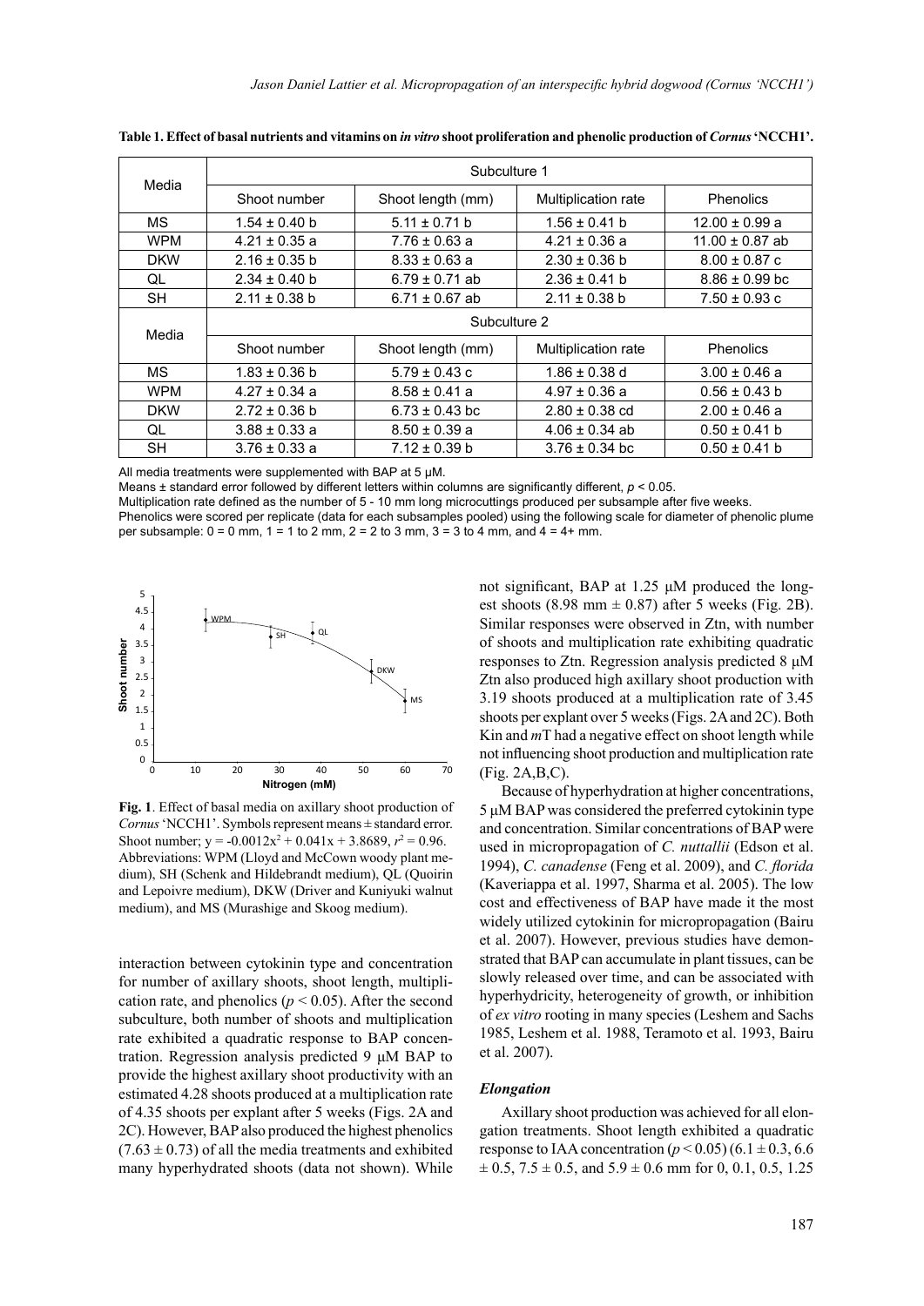**Table 1. Effect of basal nutrients and vitamins on *in vitro* shoot proliferation and phenolic production of *Cornus* 'NCCH1'.**

| Media | Subculture 1 | | | |
|---|---|---|---|---|
| | Shoot number | Shoot length (mm) | Multiplication rate | Phenolics |
| MS | 1.54 ± 0.40 b | 5.11 ± 0.71 b | 1.56 ± 0.41 b | 12.00 ± 0.99 a |
| WPM | 4.21 ± 0.35 a | 7.76 ± 0.63 a | 4.21 ± 0.36 a | 11.00 ± 0.87 ab |
| DKW | 2.16 ± 0.35 b | 8.33 ± 0.63 a | 2.30 ± 0.36 b | 8.00 ± 0.87 c |
| QL | 2.34 ± 0.40 b | 6.79 ± 0.71 ab | 2.36 ± 0.41 b | 8.86 ± 0.99 bc |
| SH | 2.11 ± 0.38 b | 6.71 ± 0.67 ab | 2.11 ± 0.38 b | 7.50 ± 0.93 c |
| Media | Subculture 2 | | | |
| | Shoot number | Shoot length (mm) | Multiplication rate | Phenolics |
| MS | 1.83 ± 0.36 b | 5.79 ± 0.43 c | 1.86 ± 0.38 d | 3.00 ± 0.46 a |
| WPM | 4.27 ± 0.34 a | 8.58 ± 0.41 a | 4.97 ± 0.36 a | 0.56 ± 0.43 b |
| DKW | 2.72 ± 0.36 b | 6.73 ± 0.43 bc | 2.80 ± 0.38 cd | 2.00 ± 0.46 a |
| QL | 3.88 ± 0.33 a | 8.50 ± 0.39 a | 4.06 ± 0.34 ab | 0.50 ± 0.41 b |
| SH | 3.76 ± 0.33 a | 7.12 ± 0.39 b | 3.76 ± 0.34 bc | 0.50 ± 0.41 b |

All media treatments were supplemented with BAP at 5 μM.
Means ± standard error followed by different letters within columns are significantly different, $p < 0.05$.
Multiplication rate defined as the number of 5 - 10 mm long microcuttings produced per subsample after five weeks.
Phenolics were scored per replicate (data for each subsamples pooled) using the following scale for diameter of phenolic plume per subsample: 0 = 0 mm, 1 = 1 to 2 mm, 2 = 2 to 3 mm, 3 = 3 to 4 mm, and 4 = 4+ mm.

**Fig. 1**. Effect of basal media on axillary shoot production of *Cornus* 'NCCH1'. Symbols represent means ± standard error. Shoot number; $y = -0.0012x^2 + 0.041x + 3.8689$, $r^2 = 0.96$. Abbreviations: WPM (Lloyd and McCown woody plant medium), SH (Schenk and Hildebrandt medium), QL (Quoirin and Lepoivre medium), DKW (Driver and Kuniyuki walnut medium), and MS (Murashige and Skoog medium).

interaction between cytokinin type and concentration for number of axillary shoots, shoot length, multiplication rate, and phenolics ($p < 0.05$). After the second subculture, both number of shoots and multiplication rate exhibited a quadratic response to BAP concentration. Regression analysis predicted 9 μM BAP to provide the highest axillary shoot productivity with an estimated 4.28 shoots produced at a multiplication rate of 4.35 shoots per explant after 5 weeks (Figs. 2A and 2C). However, BAP also produced the highest phenolics (7.63 ± 0.73) of all the media treatments and exhibited many hyperhydrated shoots (data not shown). While not significant, BAP at 1.25 μM produced the longest shoots (8.98 mm ± 0.87) after 5 weeks (Fig. 2B). Similar responses were observed in Ztn, with number of shoots and multiplication rate exhibiting quadratic responses to Ztn. Regression analysis predicted 8 μM Ztn also produced high axillary shoot production with 3.19 shoots produced at a multiplication rate of 3.45 shoots per explant over 5 weeks (Figs. 2A and 2C). Both Kin and *m*T had a negative effect on shoot length while not influencing shoot production and multiplication rate (Fig. 2A,B,C).

Because of hyperhydration at higher concentrations, 5 μM BAP was considered the preferred cytokinin type and concentration. Similar concentrations of BAP were used in micropropagation of *C. nuttallii* (Edson et al. 1994), *C. canadense* (Feng et al. 2009), and *C. florida* (Kaveriappa et al. 1997, Sharma et al. 2005). The low cost and effectiveness of BAP have made it the most widely utilized cytokinin for micropropagation (Bairu et al. 2007). However, previous studies have demonstrated that BAP can accumulate in plant tissues, can be slowly released over time, and can be associated with hyperhydricity, heterogeneity of growth, or inhibition of *ex vitro* rooting in many species (Leshem and Sachs 1985, Leshem et al. 1988, Teramoto et al. 1993, Bairu et al. 2007).

### *Elongation*

Axillary shoot production was achieved for all elongation treatments. Shoot length exhibited a quadratic response to IAA concentration ($p < 0.05$) (6.1 ± 0.3, 6.6 ± 0.5, 7.5 ± 0.5, and 5.9 ± 0.6 mm for 0, 0.1, 0.5, 1.25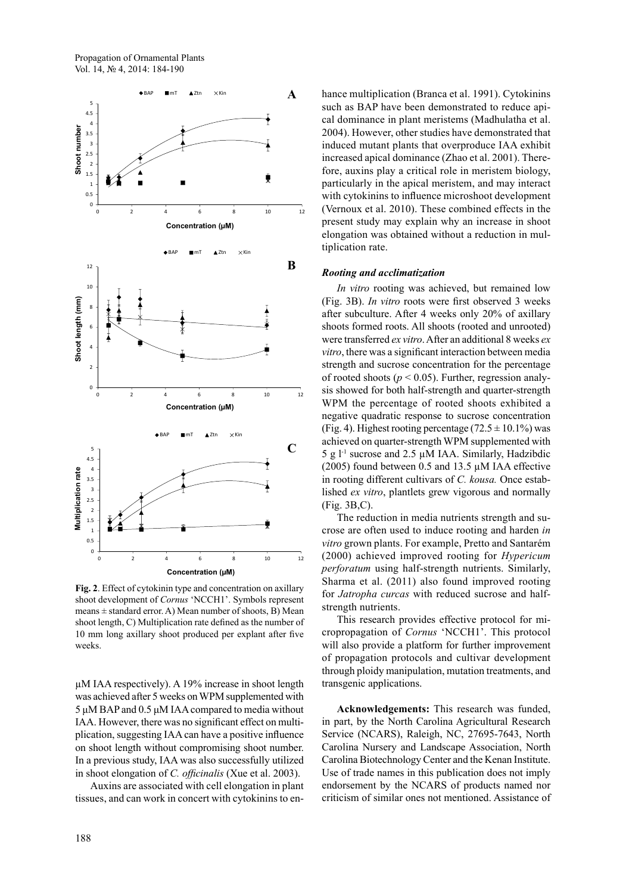**Fig. 2**. Effect of cytokinin type and concentration on axillary shoot development of *Cornus* 'NCCH1'. Symbols represent means ± standard error. A) Mean number of shoots, B) Mean shoot length, C) Multiplication rate defined as the number of 10 mm long axillary shoot produced per explant after five weeks.

µM IAA respectively). A 19% increase in shoot length was achieved after 5 weeks on WPM supplemented with 5 µM BAP and 0.5 µM IAA compared to media without IAA. However, there was no significant effect on multiplication, suggesting IAA can have a positive influence on shoot length without compromising shoot number. In a previous study, IAA was also successfully utilized in shoot elongation of *C. officinalis* (Xue et al. 2003).

Auxins are associated with cell elongation in plant tissues, and can work in concert with cytokinins to enhance multiplication (Branca et al. 1991). Cytokinins such as BAP have been demonstrated to reduce apical dominance in plant meristems (Madhulatha et al. 2004). However, other studies have demonstrated that induced mutant plants that overproduce IAA exhibit increased apical dominance (Zhao et al. 2001). Therefore, auxins play a critical role in meristem biology, particularly in the apical meristem, and may interact with cytokinins to influence microshoot development (Vernoux et al. 2010). These combined effects in the present study may explain why an increase in shoot elongation was obtained without a reduction in multiplication rate.

### *Rooting and acclimatization*

*In vitro* rooting was achieved, but remained low (Fig. 3B). *In vitro* roots were first observed 3 weeks after subculture. After 4 weeks only 20% of axillary shoots formed roots. All shoots (rooted and unrooted) were transferred *ex vitro*. After an additional 8 weeks *ex vitro*, there was a significant interaction between media strength and sucrose concentration for the percentage of rooted shoots ($p < 0.05$). Further, regression analysis showed for both half-strength and quarter-strength WPM the percentage of rooted shoots exhibited a negative quadratic response to sucrose concentration (Fig. 4). Highest rooting percentage (72.5 ± 10.1%) was achieved on quarter-strength WPM supplemented with 5 g l$^{-1}$ sucrose and 2.5 µM IAA. Similarly, Hadzibdic (2005) found between 0.5 and 13.5 µM IAA effective in rooting different cultivars of *C. kousa.* Once established *ex vitro*, plantlets grew vigorous and normally (Fig. 3B,C).

The reduction in media nutrients strength and sucrose are often used to induce rooting and harden *in vitro* grown plants. For example, Pretto and Santarém (2000) achieved improved rooting for *Hypericum perforatum* using half-strength nutrients. Similarly, Sharma et al. (2011) also found improved rooting for *Jatropha curcas* with reduced sucrose and half-strength nutrients.

This research provides effective protocol for micropropagation of *Cornus* 'NCCH1'. This protocol will also provide a platform for further improvement of propagation protocols and cultivar development through ploidy manipulation, mutation treatments, and transgenic applications.

**Acknowledgements:** This research was funded, in part, by the North Carolina Agricultural Research Service (NCARS), Raleigh, NC, 27695-7643, North Carolina Nursery and Landscape Association, North Carolina Biotechnology Center and the Kenan Institute. Use of trade names in this publication does not imply endorsement by the NCARS of products named nor criticism of similar ones not mentioned. Assistance of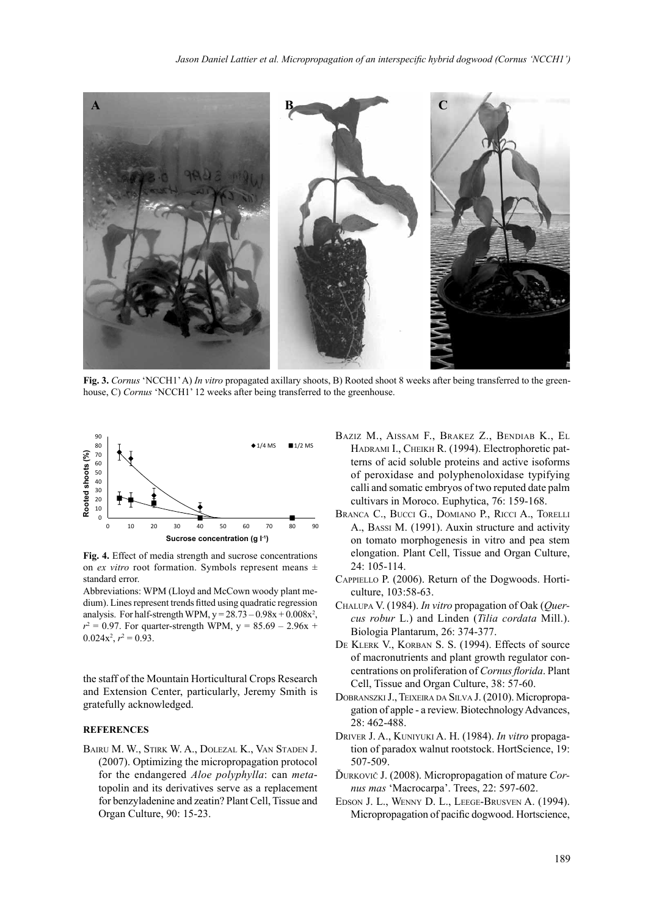**Fig. 3.** *Cornus* 'NCCH1' A) *In vitro* propagated axillary shoots, B) Rooted shoot 8 weeks after being transferred to the greenhouse, C) *Cornus* 'NCCH1' 12 weeks after being transferred to the greenhouse.

**Fig. 4.** Effect of media strength and sucrose concentrations on *ex vitro* root formation. Symbols represent means ± standard error.

Abbreviations: WPM (Lloyd and McCown woody plant medium). Lines represent trends fitted using quadratic regression analysis. For half-strength WPM, $y = 28.73 - 0.98x + 0.008x^2$, $r^2 = 0.97$. For quarter-strength WPM, $y = 85.69 - 2.96x + 0.024x^2$, $r^2 = 0.93$.

the staff of the Mountain Horticultural Crops Research and Extension Center, particularly, Jeremy Smith is gratefully acknowledged.

## REFERENCES

Bairu M. W., Stirk W. A., Dolezal K., Van Staden J. (2007). Optimizing the micropropagation protocol for the endangered *Aloe polyphylla*: can *meta*-topolin and its derivatives serve as a replacement for benzyladenine and zeatin? Plant Cell, Tissue and Organ Culture, 90: 15-23.

Baziz M., Aissam F., Brakez Z., Bendiab K., El Hadrami I., Cheikh R. (1994). Electrophoretic patterns of acid soluble proteins and active isoforms of peroxidase and polyphenoloxidase typifying calli and somatic embryos of two reputed date palm cultivars in Moroco. Euphytica, 76: 159-168.

Branca C., Bucci G., Domiano P., Ricci A., Torelli A., Bassi M. (1991). Auxin structure and activity on tomato morphogenesis in vitro and pea stem elongation. Plant Cell, Tissue and Organ Culture, 24: 105-114.

Cappiello P. (2006). Return of the Dogwoods. Horticulture, 103:58-63.

Chalupa V. (1984). *In vitro* propagation of Oak (*Quercus robur* L.) and Linden (*Tilia cordata* Mill.). Biologia Plantarum, 26: 374-377.

De Klerk V., Korban S. S. (1994). Effects of source of macronutrients and plant growth regulator concentrations on proliferation of *Cornus florida*. Plant Cell, Tissue and Organ Culture, 38: 57-60.

Dobranszki J., Teixeira da Silva J. (2010). Micropropagation of apple - a review. Biotechnology Advances, 28: 462-488.

Driver J. A., Kuniyuki A. H. (1984). *In vitro* propagation of paradox walnut rootstock. HortScience, 19: 507-509.

Ďurkovič J. (2008). Micropropagation of mature *Cornus mas* 'Macrocarpa'. Trees, 22: 597-602.

Edson J. L., Wenny D. L., Leege-Brusven A. (1994). Micropropagation of pacific dogwood. Hortscience,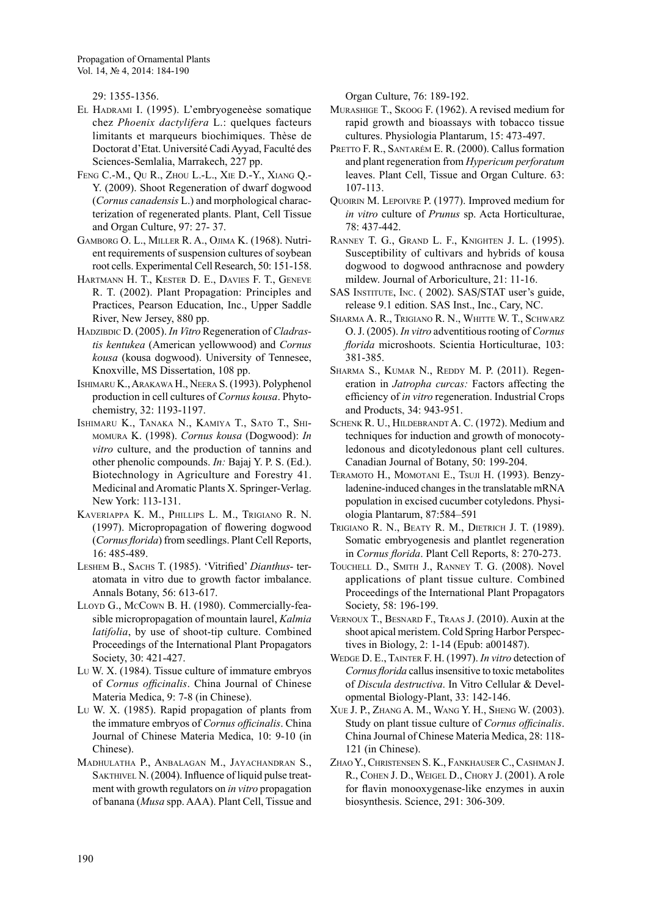29: 1355-1356.

El Hadrami I. (1995). L'embryogeneèse somatique chez *Phoenix dactylifera* L.: quelques facteurs limitants et marqueurs biochimiques. Thèse de Doctorat d'Etat. Université Cadi Ayyad, Faculté des Sciences-Semlalia, Marrakech, 227 pp.

Feng C.-M., Qu R., Zhou L.-L., Xie D.-Y., Xiang Q.-Y. (2009). Shoot Regeneration of dwarf dogwood (*Cornus canadensis* L.) and morphological characterization of regenerated plants. Plant, Cell Tissue and Organ Culture, 97: 27- 37.

Gamborg O. L., Miller R. A., Ojima K. (1968). Nutrient requirements of suspension cultures of soybean root cells. Experimental Cell Research, 50: 151-158.

Hartmann H. T., Kester D. E., Davies F. T., Geneve R. T. (2002). Plant Propagation: Principles and Practices, Pearson Education, Inc., Upper Saddle River, New Jersey, 880 pp.

Hadzibdic D. (2005). *In Vitro* Regeneration of *Cladrastis kentukea* (American yellowwood) and *Cornus kousa* (kousa dogwood). University of Tennesee, Knoxville, MS Dissertation, 108 pp.

Ishimaru K., Arakawa H., Neera S. (1993). Polyphenol production in cell cultures of *Cornus kousa*. Phytochemistry, 32: 1193-1197.

Ishimaru K., Tanaka N., Kamiya T., Sato T., Shimomura K. (1998). *Cornus kousa* (Dogwood): *In vitro* culture, and the production of tannins and other phenolic compounds. *In:* Bajaj Y. P. S. (Ed.). Biotechnology in Agriculture and Forestry 41. Medicinal and Aromatic Plants X. Springer-Verlag. New York: 113-131.

Kaveriappa K. M., Phillips L. M., Trigiano R. N. (1997). Micropropagation of flowering dogwood (*Cornus florida*) from seedlings. Plant Cell Reports, 16: 485-489.

Leshem B., Sachs T. (1985). 'Vitrified' *Dianthus*- teratomata in vitro due to growth factor imbalance. Annals Botany, 56: 613-617.

Lloyd G., McCown B. H. (1980). Commercially-feasible micropropagation of mountain laurel, *Kalmia latifolia*, by use of shoot-tip culture. Combined Proceedings of the International Plant Propagators Society, 30: 421-427.

Lu W. X. (1984). Tissue culture of immature embryos of *Cornus officinalis*. China Journal of Chinese Materia Medica, 9: 7-8 (in Chinese).

Lu W. X. (1985). Rapid propagation of plants from the immature embryos of *Cornus officinalis*. China Journal of Chinese Materia Medica, 10: 9-10 (in Chinese).

Madhulatha P., Anbalagan M., Jayachandran S., Sakthivel N. (2004). Influence of liquid pulse treatment with growth regulators on *in vitro* propagation of banana (*Musa* spp. AAA). Plant Cell, Tissue and Organ Culture, 76: 189-192.

Murashige T., Skoog F. (1962). A revised medium for rapid growth and bioassays with tobacco tissue cultures. Physiologia Plantarum, 15: 473-497.

Pretto F. R., Santarém E. R. (2000). Callus formation and plant regeneration from *Hypericum perforatum* leaves. Plant Cell, Tissue and Organ Culture. 63: 107-113.

Quoirin M. Lepoivre P. (1977). Improved medium for *in vitro* culture of *Prunus* sp. Acta Horticulturae, 78: 437-442.

Ranney T. G., Grand L. F., Knighten J. L. (1995). Susceptibility of cultivars and hybrids of kousa dogwood to dogwood anthracnose and powdery mildew. Journal of Arboriculture, 21: 11-16.

SAS Institute, Inc. ( 2002). SAS/STAT user's guide, release 9.1 edition. SAS Inst., Inc., Cary, NC.

Sharma A. R., Trigiano R. N., Whitte W. T., Schwarz O. J. (2005). *In vitro* adventitious rooting of *Cornus florida* microshoots. Scientia Horticulturae, 103: 381-385.

Sharma S., Kumar N., Reddy M. P. (2011). Regeneration in *Jatropha curcas:* Factors affecting the efficiency of *in vitro* regeneration. Industrial Crops and Products, 34: 943-951.

Schenk R. U., Hildebrandt A. C. (1972). Medium and techniques for induction and growth of monocotyledonous and dicotyledonous plant cell cultures. Canadian Journal of Botany, 50: 199-204.

Teramoto H., Momotani E., Tsuji H. (1993). Benzyladenine-induced changes in the translatable mRNA population in excised cucumber cotyledons. Physiologia Plantarum, 87:584–591

Trigiano R. N., Beaty R. M., Dietrich J. T. (1989). Somatic embryogenesis and plantlet regeneration in *Cornus florida*. Plant Cell Reports, 8: 270-273.

Touchell D., Smith J., Ranney T. G. (2008). Novel applications of plant tissue culture. Combined Proceedings of the International Plant Propagators Society, 58: 196-199.

Vernoux T., Besnard F., Traas J. (2010). Auxin at the shoot apical meristem. Cold Spring Harbor Perspectives in Biology, 2: 1-14 (Epub: a001487).

Wedge D. E., Tainter F. H. (1997). *In vitro* detection of *Cornus florida* callus insensitive to toxic metabolites of *Discula destructiva*. In Vitro Cellular & Developmental Biology-Plant, 33: 142-146.

Xue J. P., Zhang A. M., Wang Y. H., Sheng W. (2003). Study on plant tissue culture of *Cornus officinalis*. China Journal of Chinese Materia Medica, 28: 118-121 (in Chinese).

Zhao Y., Christensen S. K., Fankhauser C., Cashman J. R., Cohen J. D., Weigel D., Chory J. (2001). A role for flavin monooxygenase-like enzymes in auxin biosynthesis. Science, 291: 306-309.